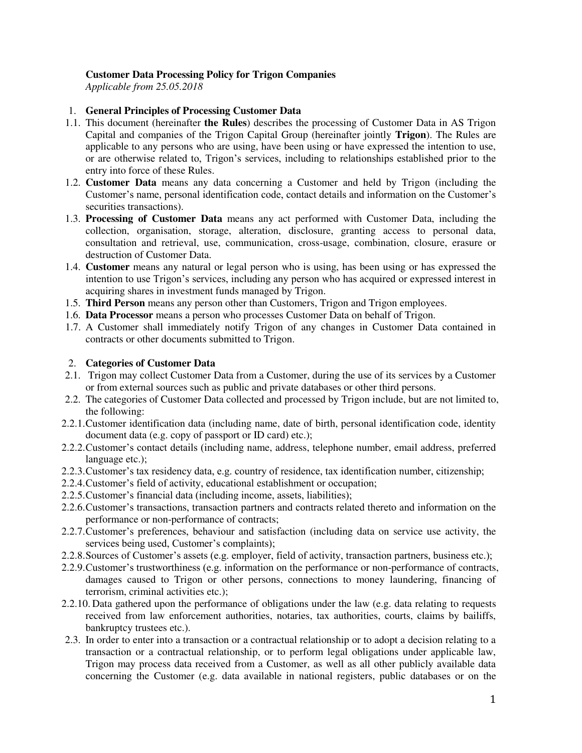**Customer Data Processing Policy for Trigon Companies**

*Applicable from 25.05.2018*

1. **General Principles of Processing Customer Data**

1.1. This document (hereinafter **the Rules**) describes the processing of Customer Data in AS Trigon Capital and companies of the Trigon Capital Group (hereinafter jointly **Trigon**). The Rules are applicable to any persons who are using, have been using or have expressed the intention to use, or are otherwise related to, Trigon's services, including to relationships established prior to the entry into force of these Rules.

1.2. **Customer Data** means any data concerning a Customer and held by Trigon (including the Customer's name, personal identification code, contact details and information on the Customer's securities transactions).

1.3. **Processing of Customer Data** means any act performed with Customer Data, including the collection, organisation, storage, alteration, disclosure, granting access to personal data, consultation and retrieval, use, communication, cross-usage, combination, closure, erasure or destruction of Customer Data.

1.4. **Customer** means any natural or legal person who is using, has been using or has expressed the intention to use Trigon's services, including any person who has acquired or expressed interest in acquiring shares in investment funds managed by Trigon.

1.5. **Third Person** means any person other than Customers, Trigon and Trigon employees.

1.6. **Data Processor** means a person who processes Customer Data on behalf of Trigon.

1.7. A Customer shall immediately notify Trigon of any changes in Customer Data contained in contracts or other documents submitted to Trigon.

2. **Categories of Customer Data**

2.1. Trigon may collect Customer Data from a Customer, during the use of its services by a Customer or from external sources such as public and private databases or other third persons.

2.2. The categories of Customer Data collected and processed by Trigon include, but are not limited to, the following:

2.2.1. Customer identification data (including name, date of birth, personal identification code, identity document data (e.g. copy of passport or ID card) etc.);

2.2.2. Customer's contact details (including name, address, telephone number, email address, preferred language etc.);

2.2.3. Customer's tax residency data, e.g. country of residence, tax identification number, citizenship;

2.2.4. Customer's field of activity, educational establishment or occupation;

2.2.5. Customer's financial data (including income, assets, liabilities);

2.2.6. Customer's transactions, transaction partners and contracts related thereto and information on the performance or non-performance of contracts;

2.2.7. Customer's preferences, behaviour and satisfaction (including data on service use activity, the services being used, Customer's complaints);

2.2.8. Sources of Customer's assets (e.g. employer, field of activity, transaction partners, business etc.);

2.2.9. Customer's trustworthiness (e.g. information on the performance or non-performance of contracts, damages caused to Trigon or other persons, connections to money laundering, financing of terrorism, criminal activities etc.);

2.2.10. Data gathered upon the performance of obligations under the law (e.g. data relating to requests received from law enforcement authorities, notaries, tax authorities, courts, claims by bailiffs, bankruptcy trustees etc.).

2.3. In order to enter into a transaction or a contractual relationship or to adopt a decision relating to a transaction or a contractual relationship, or to perform legal obligations under applicable law, Trigon may process data received from a Customer, as well as all other publicly available data concerning the Customer (e.g. data available in national registers, public databases or on the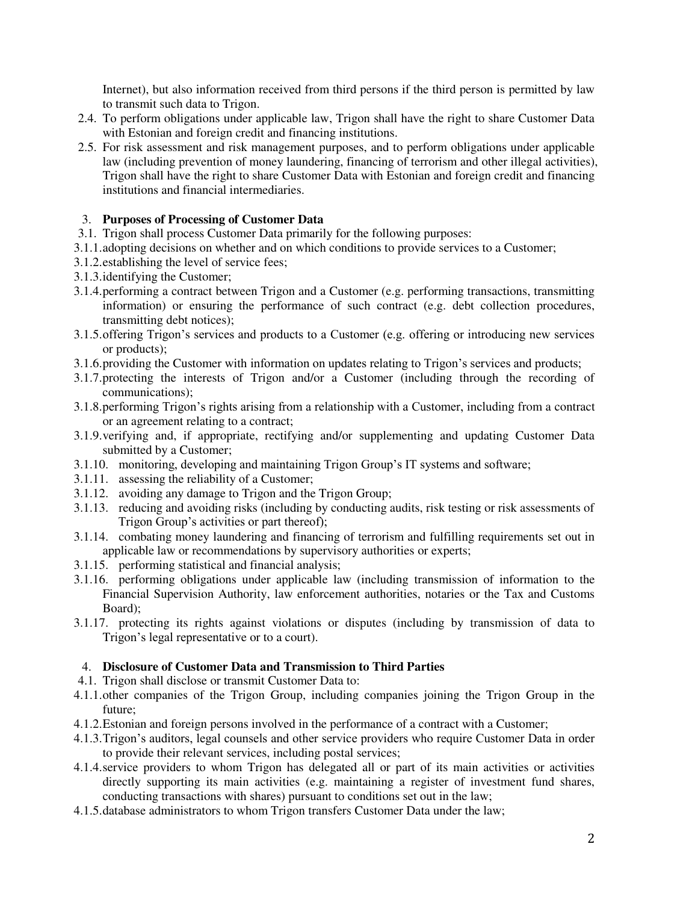Internet), but also information received from third persons if the third person is permitted by law to transmit such data to Trigon.

2.4. To perform obligations under applicable law, Trigon shall have the right to share Customer Data with Estonian and foreign credit and financing institutions.

2.5. For risk assessment and risk management purposes, and to perform obligations under applicable law (including prevention of money laundering, financing of terrorism and other illegal activities), Trigon shall have the right to share Customer Data with Estonian and foreign credit and financing institutions and financial intermediaries.

## 3. **Purposes of Processing of Customer Data**

3.1. Trigon shall process Customer Data primarily for the following purposes:

3.1.1. adopting decisions on whether and on which conditions to provide services to a Customer;

3.1.2. establishing the level of service fees;

3.1.3. identifying the Customer;

3.1.4. performing a contract between Trigon and a Customer (e.g. performing transactions, transmitting information) or ensuring the performance of such contract (e.g. debt collection procedures, transmitting debt notices);

3.1.5. offering Trigon's services and products to a Customer (e.g. offering or introducing new services or products);

3.1.6. providing the Customer with information on updates relating to Trigon's services and products;

3.1.7. protecting the interests of Trigon and/or a Customer (including through the recording of communications);

3.1.8. performing Trigon's rights arising from a relationship with a Customer, including from a contract or an agreement relating to a contract;

3.1.9. verifying and, if appropriate, rectifying and/or supplementing and updating Customer Data submitted by a Customer;

3.1.10. monitoring, developing and maintaining Trigon Group's IT systems and software;

3.1.11. assessing the reliability of a Customer;

3.1.12. avoiding any damage to Trigon and the Trigon Group;

3.1.13. reducing and avoiding risks (including by conducting audits, risk testing or risk assessments of Trigon Group's activities or part thereof);

3.1.14. combating money laundering and financing of terrorism and fulfilling requirements set out in applicable law or recommendations by supervisory authorities or experts;

3.1.15. performing statistical and financial analysis;

3.1.16. performing obligations under applicable law (including transmission of information to the Financial Supervision Authority, law enforcement authorities, notaries or the Tax and Customs Board);

3.1.17. protecting its rights against violations or disputes (including by transmission of data to Trigon's legal representative or to a court).

## 4. **Disclosure of Customer Data and Transmission to Third Parties**

4.1. Trigon shall disclose or transmit Customer Data to:

4.1.1. other companies of the Trigon Group, including companies joining the Trigon Group in the future;

4.1.2. Estonian and foreign persons involved in the performance of a contract with a Customer;

4.1.3. Trigon's auditors, legal counsels and other service providers who require Customer Data in order to provide their relevant services, including postal services;

4.1.4. service providers to whom Trigon has delegated all or part of its main activities or activities directly supporting its main activities (e.g. maintaining a register of investment fund shares, conducting transactions with shares) pursuant to conditions set out in the law;

4.1.5. database administrators to whom Trigon transfers Customer Data under the law;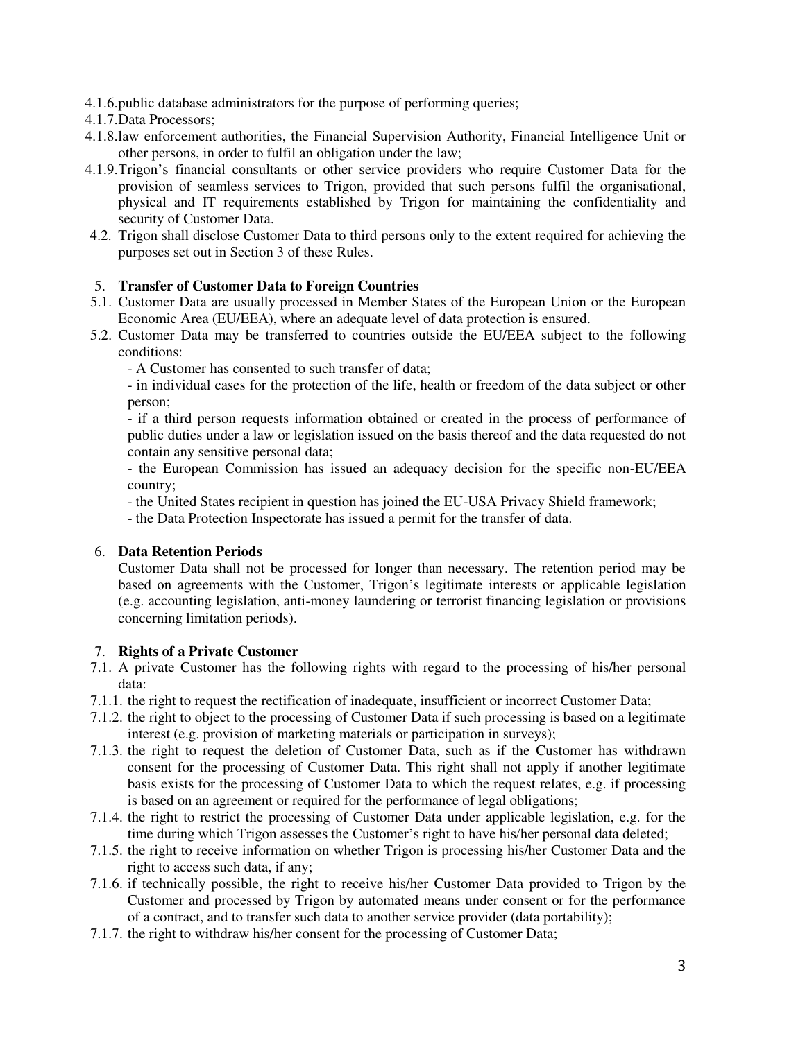4.1.6. public database administrators for the purpose of performing queries;

4.1.7. Data Processors;

4.1.8. law enforcement authorities, the Financial Supervision Authority, Financial Intelligence Unit or other persons, in order to fulfil an obligation under the law;

4.1.9. Trigon's financial consultants or other service providers who require Customer Data for the provision of seamless services to Trigon, provided that such persons fulfil the organisational, physical and IT requirements established by Trigon for maintaining the confidentiality and security of Customer Data.

4.2. Trigon shall disclose Customer Data to third persons only to the extent required for achieving the purposes set out in Section 3 of these Rules.

## 5. Transfer of Customer Data to Foreign Countries

5.1. Customer Data are usually processed in Member States of the European Union or the European Economic Area (EU/EEA), where an adequate level of data protection is ensured.

5.2. Customer Data may be transferred to countries outside the EU/EEA subject to the following conditions:

- A Customer has consented to such transfer of data;
- in individual cases for the protection of the life, health or freedom of the data subject or other person;
- if a third person requests information obtained or created in the process of performance of public duties under a law or legislation issued on the basis thereof and the data requested do not contain any sensitive personal data;
- the European Commission has issued an adequacy decision for the specific non-EU/EEA country;
- the United States recipient in question has joined the EU-USA Privacy Shield framework;
- the Data Protection Inspectorate has issued a permit for the transfer of data.

## 6. Data Retention Periods

Customer Data shall not be processed for longer than necessary. The retention period may be based on agreements with the Customer, Trigon's legitimate interests or applicable legislation (e.g. accounting legislation, anti-money laundering or terrorist financing legislation or provisions concerning limitation periods).

## 7. Rights of a Private Customer

7.1. A private Customer has the following rights with regard to the processing of his/her personal data:

7.1.1. the right to request the rectification of inadequate, insufficient or incorrect Customer Data;

7.1.2. the right to object to the processing of Customer Data if such processing is based on a legitimate interest (e.g. provision of marketing materials or participation in surveys);

7.1.3. the right to request the deletion of Customer Data, such as if the Customer has withdrawn consent for the processing of Customer Data. This right shall not apply if another legitimate basis exists for the processing of Customer Data to which the request relates, e.g. if processing is based on an agreement or required for the performance of legal obligations;

7.1.4. the right to restrict the processing of Customer Data under applicable legislation, e.g. for the time during which Trigon assesses the Customer's right to have his/her personal data deleted;

7.1.5. the right to receive information on whether Trigon is processing his/her Customer Data and the right to access such data, if any;

7.1.6. if technically possible, the right to receive his/her Customer Data provided to Trigon by the Customer and processed by Trigon by automated means under consent or for the performance of a contract, and to transfer such data to another service provider (data portability);

7.1.7. the right to withdraw his/her consent for the processing of Customer Data;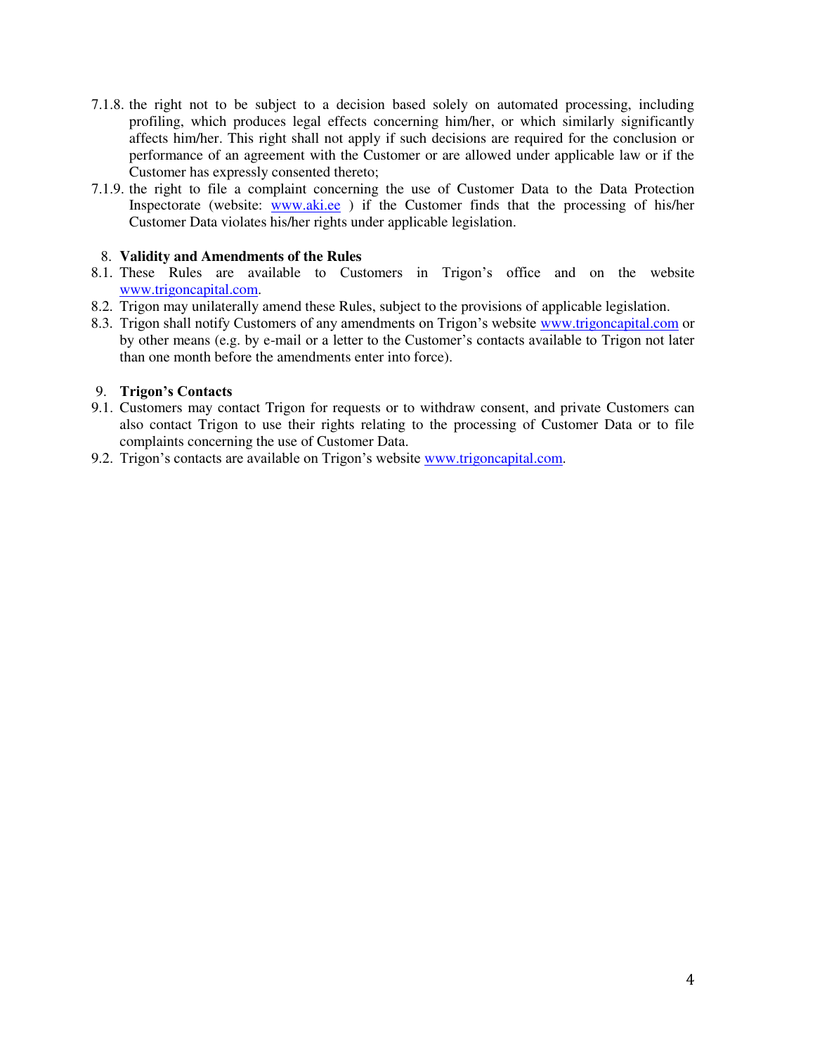7.1.8. the right not to be subject to a decision based solely on automated processing, including profiling, which produces legal effects concerning him/her, or which similarly significantly affects him/her. This right shall not apply if such decisions are required for the conclusion or performance of an agreement with the Customer or are allowed under applicable law or if the Customer has expressly consented thereto;

7.1.9. the right to file a complaint concerning the use of Customer Data to the Data Protection Inspectorate (website: www.aki.ee ) if the Customer finds that the processing of his/her Customer Data violates his/her rights under applicable legislation.

## 8. Validity and Amendments of the Rules

8.1. These Rules are available to Customers in Trigon's office and on the website www.trigoncapital.com.

8.2. Trigon may unilaterally amend these Rules, subject to the provisions of applicable legislation.

8.3. Trigon shall notify Customers of any amendments on Trigon's website www.trigoncapital.com or by other means (e.g. by e-mail or a letter to the Customer's contacts available to Trigon not later than one month before the amendments enter into force).

## 9. Trigon's Contacts

9.1. Customers may contact Trigon for requests or to withdraw consent, and private Customers can also contact Trigon to use their rights relating to the processing of Customer Data or to file complaints concerning the use of Customer Data.

9.2. Trigon's contacts are available on Trigon's website www.trigoncapital.com.